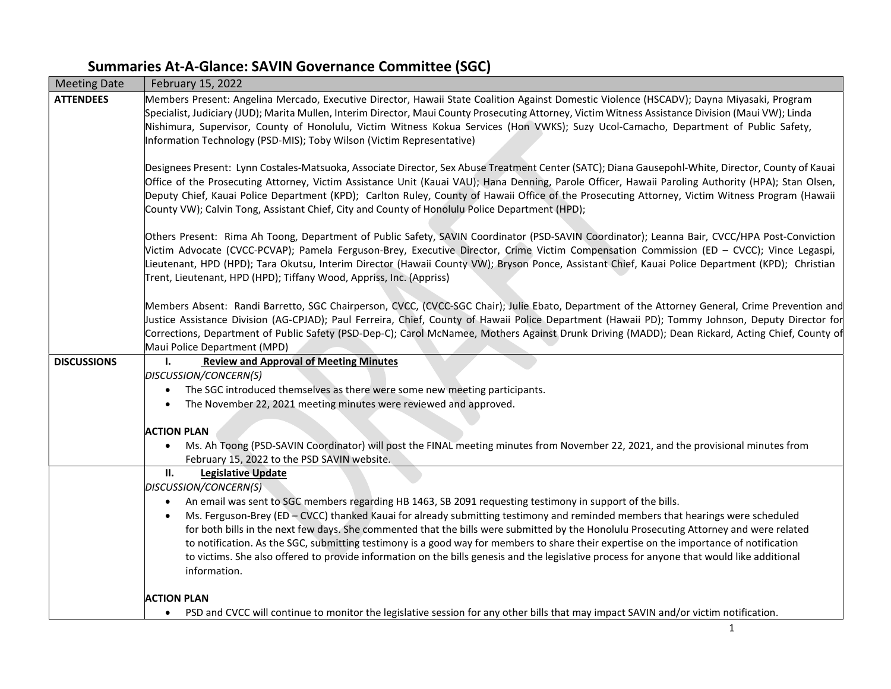# Summaries At-A-Glance: SAVIN Governance Committee (SGC)

| Meeting Date | February 15, 2022 |
|---|---|
| **ATTENDEES** | Members Present: Angelina Mercado, Executive Director, Hawaii State Coalition Against Domestic Violence (HSCADV); Dayna Miyasaki, Program Specialist, Judiciary (JUD); Marita Mullen, Interim Director, Maui County Prosecuting Attorney, Victim Witness Assistance Division (Maui VW); Linda Nishimura, Supervisor, County of Honolulu, Victim Witness Kokua Services (Hon VWKS); Suzy Ucol-Camacho, Department of Public Safety, Information Technology (PSD-MIS); Toby Wilson (Victim Representative)<br><br>Designees Present: Lynn Costales-Matsuoka, Associate Director, Sex Abuse Treatment Center (SATC); Diana Gausepohl-White, Director, County of Kauai Office of the Prosecuting Attorney, Victim Assistance Unit (Kauai VAU); Hana Denning, Parole Officer, Hawaii Paroling Authority (HPA); Stan Olsen, Deputy Chief, Kauai Police Department (KPD); Carlton Ruley, County of Hawaii Office of the Prosecuting Attorney, Victim Witness Program (Hawaii County VW); Calvin Tong, Assistant Chief, City and County of Honolulu Police Department (HPD);<br><br>Others Present: Rima Ah Toong, Department of Public Safety, SAVIN Coordinator (PSD-SAVIN Coordinator); Leanna Bair, CVCC/HPA Post-Conviction Victim Advocate (CVCC-PCVAP); Pamela Ferguson-Brey, Executive Director, Crime Victim Compensation Commission (ED – CVCC); Vince Legaspi, Lieutenant, HPD (HPD); Tara Okutsu, Interim Director (Hawaii County VW); Bryson Ponce, Assistant Chief, Kauai Police Department (KPD); Christian Trent, Lieutenant, HPD (HPD); Tiffany Wood, Appriss, Inc. (Appriss)<br><br>Members Absent: Randi Barretto, SGC Chairperson, CVCC, (CVCC-SGC Chair); Julie Ebato, Department of the Attorney General, Crime Prevention and Justice Assistance Division (AG-CPJAD); Paul Ferreira, Chief, County of Hawaii Police Department (Hawaii PD); Tommy Johnson, Deputy Director for Corrections, Department of Public Safety (PSD-Dep-C); Carol McNamee, Mothers Against Drunk Driving (MADD); Dean Rickard, Acting Chief, County of Maui Police Department (MPD) |
| **DISCUSSIONS** | **I. Review and Approval of Meeting Minutes**<br>*DISCUSSION/CONCERN(S)*<br>• The SGC introduced themselves as there were some new meeting participants.<br>• The November 22, 2021 meeting minutes were reviewed and approved.<br><br>**ACTION PLAN**<br>• Ms. Ah Toong (PSD-SAVIN Coordinator) will post the FINAL meeting minutes from November 22, 2021, and the provisional minutes from February 15, 2022 to the PSD SAVIN website. |
| | **II. Legislative Update**<br>*DISCUSSION/CONCERN(S)*<br>• An email was sent to SGC members regarding HB 1463, SB 2091 requesting testimony in support of the bills.<br>• Ms. Ferguson-Brey (ED – CVCC) thanked Kauai for already submitting testimony and reminded members that hearings were scheduled for both bills in the next few days. She commented that the bills were submitted by the Honolulu Prosecuting Attorney and were related to notification. As the SGC, submitting testimony is a good way for members to share their expertise on the importance of notification to victims. She also offered to provide information on the bills genesis and the legislative process for anyone that would like additional information.<br><br>**ACTION PLAN**<br>• PSD and CVCC will continue to monitor the legislative session for any other bills that may impact SAVIN and/or victim notification. |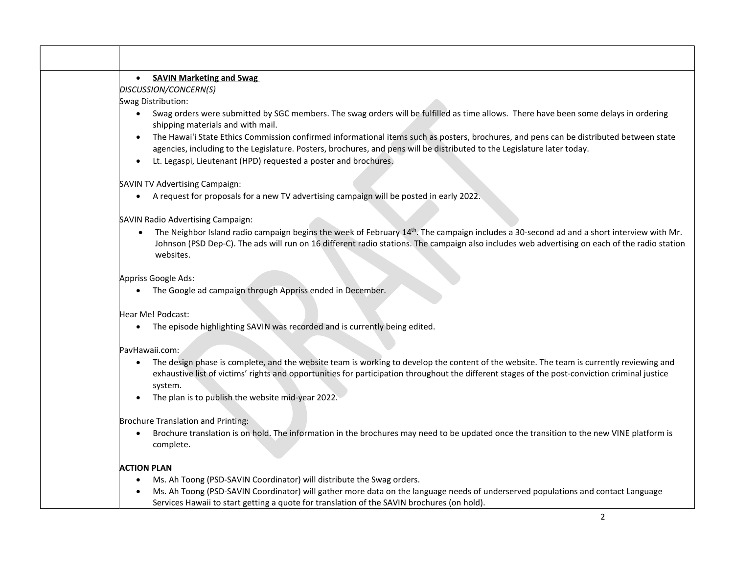- **SAVIN Marketing and Swag**

*DISCUSSION/CONCERN(S)*

Swag Distribution:

- Swag orders were submitted by SGC members. The swag orders will be fulfilled as time allows. There have been some delays in ordering shipping materials and with mail.
- The Hawai'i State Ethics Commission confirmed informational items such as posters, brochures, and pens can be distributed between state agencies, including to the Legislature. Posters, brochures, and pens will be distributed to the Legislature later today.
- Lt. Legaspi, Lieutenant (HPD) requested a poster and brochures.

SAVIN TV Advertising Campaign:

- A request for proposals for a new TV advertising campaign will be posted in early 2022.

SAVIN Radio Advertising Campaign:

- The Neighbor Island radio campaign begins the week of February 14th. The campaign includes a 30-second ad and a short interview with Mr. Johnson (PSD Dep-C). The ads will run on 16 different radio stations. The campaign also includes web advertising on each of the radio station websites.

Appriss Google Ads:

- The Google ad campaign through Appriss ended in December.

Hear Me! Podcast:

- The episode highlighting SAVIN was recorded and is currently being edited.

PavHawaii.com:

- The design phase is complete, and the website team is working to develop the content of the website. The team is currently reviewing and exhaustive list of victims' rights and opportunities for participation throughout the different stages of the post-conviction criminal justice system.
- The plan is to publish the website mid-year 2022.

Brochure Translation and Printing:

- Brochure translation is on hold. The information in the brochures may need to be updated once the transition to the new VINE platform is complete.

**ACTION PLAN**

- Ms. Ah Toong (PSD-SAVIN Coordinator) will distribute the Swag orders.
- Ms. Ah Toong (PSD-SAVIN Coordinator) will gather more data on the language needs of underserved populations and contact Language Services Hawaii to start getting a quote for translation of the SAVIN brochures (on hold).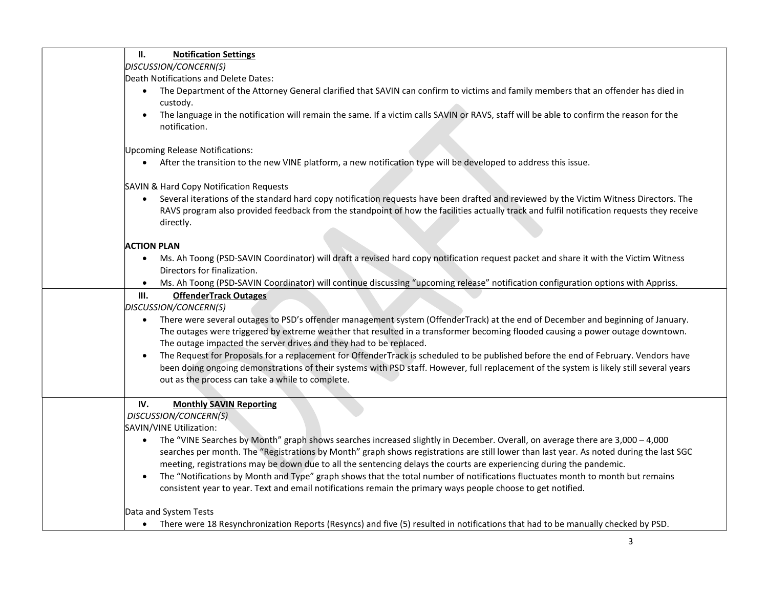## II. Notification Settings

*DISCUSSION/CONCERN(S)*

Death Notifications and Delete Dates:

- The Department of the Attorney General clarified that SAVIN can confirm to victims and family members that an offender has died in custody.
- The language in the notification will remain the same. If a victim calls SAVIN or RAVS, staff will be able to confirm the reason for the notification.

Upcoming Release Notifications:

- After the transition to the new VINE platform, a new notification type will be developed to address this issue.

SAVIN & Hard Copy Notification Requests

- Several iterations of the standard hard copy notification requests have been drafted and reviewed by the Victim Witness Directors. The RAVS program also provided feedback from the standpoint of how the facilities actually track and fulfil notification requests they receive directly.

**ACTION PLAN**

- Ms. Ah Toong (PSD-SAVIN Coordinator) will draft a revised hard copy notification request packet and share it with the Victim Witness Directors for finalization.
- Ms. Ah Toong (PSD-SAVIN Coordinator) will continue discussing "upcoming release" notification configuration options with Appriss.

## III. OffenderTrack Outages

*DISCUSSION/CONCERN(S)*

- There were several outages to PSD's offender management system (OffenderTrack) at the end of December and beginning of January. The outages were triggered by extreme weather that resulted in a transformer becoming flooded causing a power outage downtown. The outage impacted the server drives and they had to be replaced.
- The Request for Proposals for a replacement for OffenderTrack is scheduled to be published before the end of February. Vendors have been doing ongoing demonstrations of their systems with PSD staff. However, full replacement of the system is likely still several years out as the process can take a while to complete.

## IV. Monthly SAVIN Reporting

*DISCUSSION/CONCERN(S)*

SAVIN/VINE Utilization:

- The "VINE Searches by Month" graph shows searches increased slightly in December. Overall, on average there are 3,000 – 4,000 searches per month. The "Registrations by Month" graph shows registrations are still lower than last year. As noted during the last SGC meeting, registrations may be down due to all the sentencing delays the courts are experiencing during the pandemic.
- The "Notifications by Month and Type" graph shows that the total number of notifications fluctuates month to month but remains consistent year to year. Text and email notifications remain the primary ways people choose to get notified.

Data and System Tests

- There were 18 Resynchronization Reports (Resyncs) and five (5) resulted in notifications that had to be manually checked by PSD.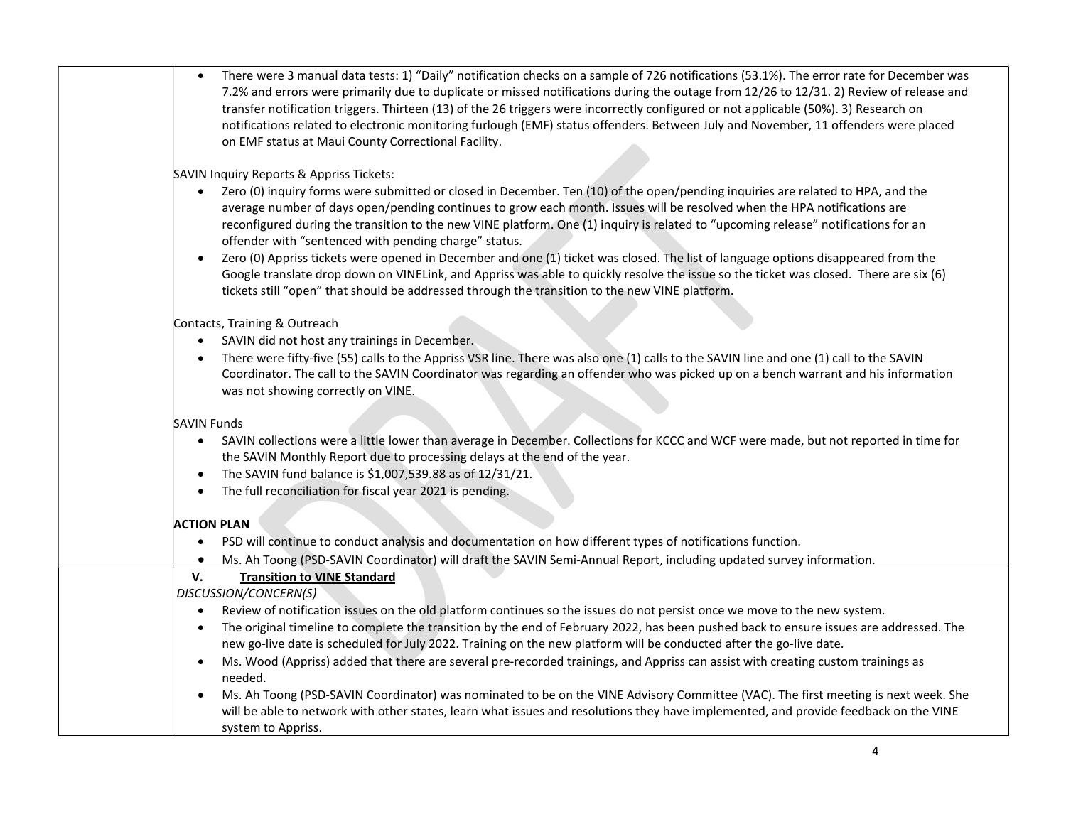- There were 3 manual data tests: 1) "Daily" notification checks on a sample of 726 notifications (53.1%). The error rate for December was 7.2% and errors were primarily due to duplicate or missed notifications during the outage from 12/26 to 12/31. 2) Review of release and transfer notification triggers. Thirteen (13) of the 26 triggers were incorrectly configured or not applicable (50%). 3) Research on notifications related to electronic monitoring furlough (EMF) status offenders. Between July and November, 11 offenders were placed on EMF status at Maui County Correctional Facility.

SAVIN Inquiry Reports & Appriss Tickets:

- Zero (0) inquiry forms were submitted or closed in December. Ten (10) of the open/pending inquiries are related to HPA, and the average number of days open/pending continues to grow each month. Issues will be resolved when the HPA notifications are reconfigured during the transition to the new VINE platform. One (1) inquiry is related to "upcoming release" notifications for an offender with "sentenced with pending charge" status.
- Zero (0) Appriss tickets were opened in December and one (1) ticket was closed. The list of language options disappeared from the Google translate drop down on VINELink, and Appriss was able to quickly resolve the issue so the ticket was closed. There are six (6) tickets still "open" that should be addressed through the transition to the new VINE platform.

Contacts, Training & Outreach

- SAVIN did not host any trainings in December.
- There were fifty-five (55) calls to the Appriss VSR line. There was also one (1) calls to the SAVIN line and one (1) call to the SAVIN Coordinator. The call to the SAVIN Coordinator was regarding an offender who was picked up on a bench warrant and his information was not showing correctly on VINE.

SAVIN Funds

- SAVIN collections were a little lower than average in December. Collections for KCCC and WCF were made, but not reported in time for the SAVIN Monthly Report due to processing delays at the end of the year.
- The SAVIN fund balance is $1,007,539.88 as of 12/31/21.
- The full reconciliation for fiscal year 2021 is pending.

**ACTION PLAN**

- PSD will continue to conduct analysis and documentation on how different types of notifications function.
- Ms. Ah Toong (PSD-SAVIN Coordinator) will draft the SAVIN Semi-Annual Report, including updated survey information.

## V. Transition to VINE Standard

*DISCUSSION/CONCERN(S)*

- Review of notification issues on the old platform continues so the issues do not persist once we move to the new system.
- The original timeline to complete the transition by the end of February 2022, has been pushed back to ensure issues are addressed. The new go-live date is scheduled for July 2022. Training on the new platform will be conducted after the go-live date.
- Ms. Wood (Appriss) added that there are several pre-recorded trainings, and Appriss can assist with creating custom trainings as needed.
- Ms. Ah Toong (PSD-SAVIN Coordinator) was nominated to be on the VINE Advisory Committee (VAC). The first meeting is next week. She will be able to network with other states, learn what issues and resolutions they have implemented, and provide feedback on the VINE system to Appriss.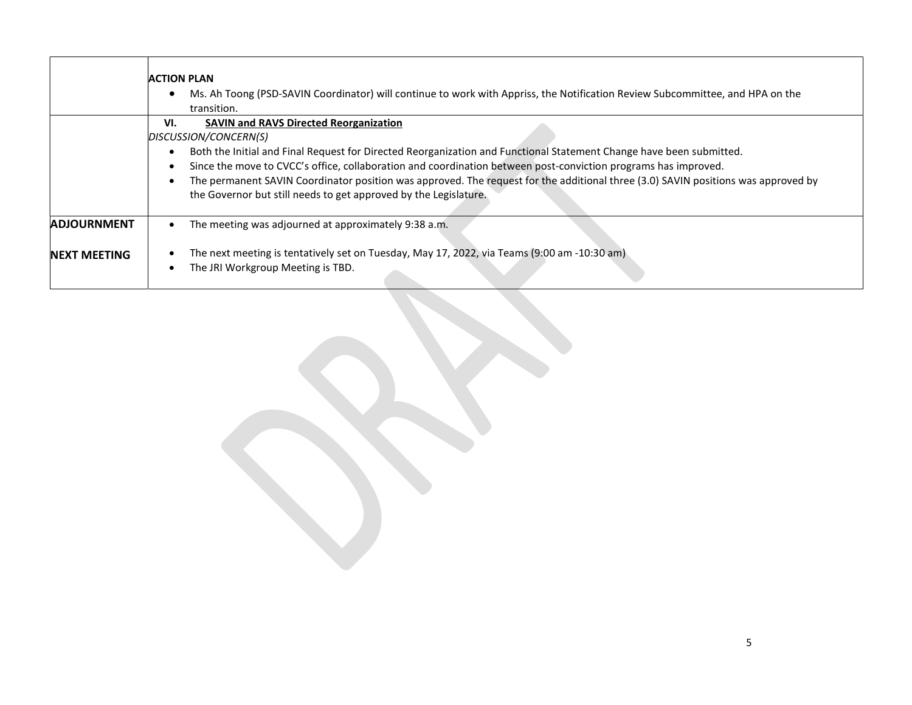| | |
|---|---|
| | **ACTION PLAN**<br>• Ms. Ah Toong (PSD-SAVIN Coordinator) will continue to work with Appriss, the Notification Review Subcommittee, and HPA on the transition. |
| | **VI. <u>SAVIN and RAVS Directed Reorganization</u>**<br>*DISCUSSION/CONCERN(S)*<br>• Both the Initial and Final Request for Directed Reorganization and Functional Statement Change have been submitted.<br>• Since the move to CVCC's office, collaboration and coordination between post-conviction programs has improved.<br>• The permanent SAVIN Coordinator position was approved. The request for the additional three (3.0) SAVIN positions was approved by the Governor but still needs to get approved by the Legislature. |
| **ADJOURNMENT**<br><br>**NEXT MEETING** | • The meeting was adjourned at approximately 9:38 a.m.<br><br>• The next meeting is tentatively set on Tuesday, May 17, 2022, via Teams (9:00 am -10:30 am)<br>• The JRI Workgroup Meeting is TBD. |